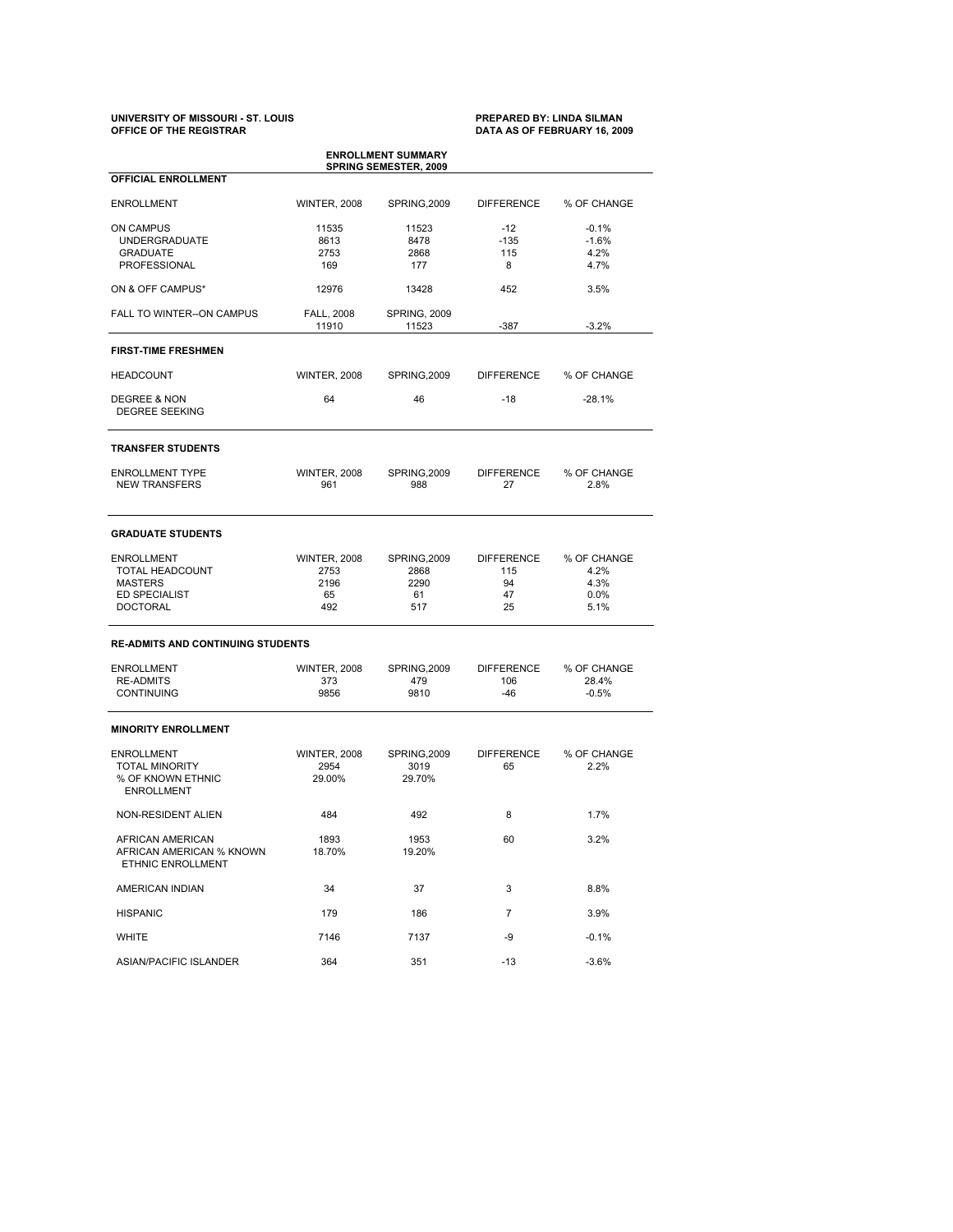**UNIVERSITY OF MISSOURI - ST. LOUIS**
**OFFICE OF THE REGISTRAR**

**PREPARED BY: LINDA SILMAN**
**DATA AS OF FEBRUARY 16, 2009**

## ENROLLMENT SUMMARY
## SPRING SEMESTER, 2009

### OFFICIAL ENROLLMENT

| ENROLLMENT | WINTER, 2008 | SPRING,2009 | DIFFERENCE | % OF CHANGE |
|---|---|---|---|---|
| ON CAMPUS | 11535 | 11523 | -12 | -0.1% |
| UNDERGRADUATE | 8613 | 8478 | -135 | -1.6% |
| GRADUATE | 2753 | 2868 | 115 | 4.2% |
| PROFESSIONAL | 169 | 177 | 8 | 4.7% |
| ON & OFF CAMPUS* | 12976 | 13428 | 452 | 3.5% |
| FALL TO WINTER--ON CAMPUS | FALL, 2008 | SPRING, 2009 | | |
| | 11910 | 11523 | -387 | -3.2% |

### FIRST-TIME FRESHMEN

| HEADCOUNT | WINTER, 2008 | SPRING,2009 | DIFFERENCE | % OF CHANGE |
|---|---|---|---|---|
| DEGREE & NON DEGREE SEEKING | 64 | 46 | -18 | -28.1% |

### TRANSFER STUDENTS

| ENROLLMENT TYPE | WINTER, 2008 | SPRING,2009 | DIFFERENCE | % OF CHANGE |
|---|---|---|---|---|
| NEW TRANSFERS | 961 | 988 | 27 | 2.8% |

### GRADUATE STUDENTS

| ENROLLMENT | WINTER, 2008 | SPRING,2009 | DIFFERENCE | % OF CHANGE |
|---|---|---|---|---|
| TOTAL HEADCOUNT | 2753 | 2868 | 115 | 4.2% |
| MASTERS | 2196 | 2290 | 94 | 4.3% |
| ED SPECIALIST | 65 | 61 | 47 | 0.0% |
| DOCTORAL | 492 | 517 | 25 | 5.1% |

### RE-ADMITS AND CONTINUING STUDENTS

| ENROLLMENT | WINTER, 2008 | SPRING,2009 | DIFFERENCE | % OF CHANGE |
|---|---|---|---|---|
| RE-ADMITS | 373 | 479 | 106 | 28.4% |
| CONTINUING | 9856 | 9810 | -46 | -0.5% |

### MINORITY ENROLLMENT

| ENROLLMENT | WINTER, 2008 | SPRING,2009 | DIFFERENCE | % OF CHANGE |
|---|---|---|---|---|
| TOTAL MINORITY | 2954 | 3019 | 65 | 2.2% |
| % OF KNOWN ETHNIC ENROLLMENT | 29.00% | 29.70% | | |
| NON-RESIDENT ALIEN | 484 | 492 | 8 | 1.7% |
| AFRICAN AMERICAN | 1893 | 1953 | 60 | 3.2% |
| AFRICAN AMERICAN % KNOWN ETHNIC ENROLLMENT | 18.70% | 19.20% | | |
| AMERICAN INDIAN | 34 | 37 | 3 | 8.8% |
| HISPANIC | 179 | 186 | 7 | 3.9% |
| WHITE | 7146 | 7137 | -9 | -0.1% |
| ASIAN/PACIFIC ISLANDER | 364 | 351 | -13 | -3.6% |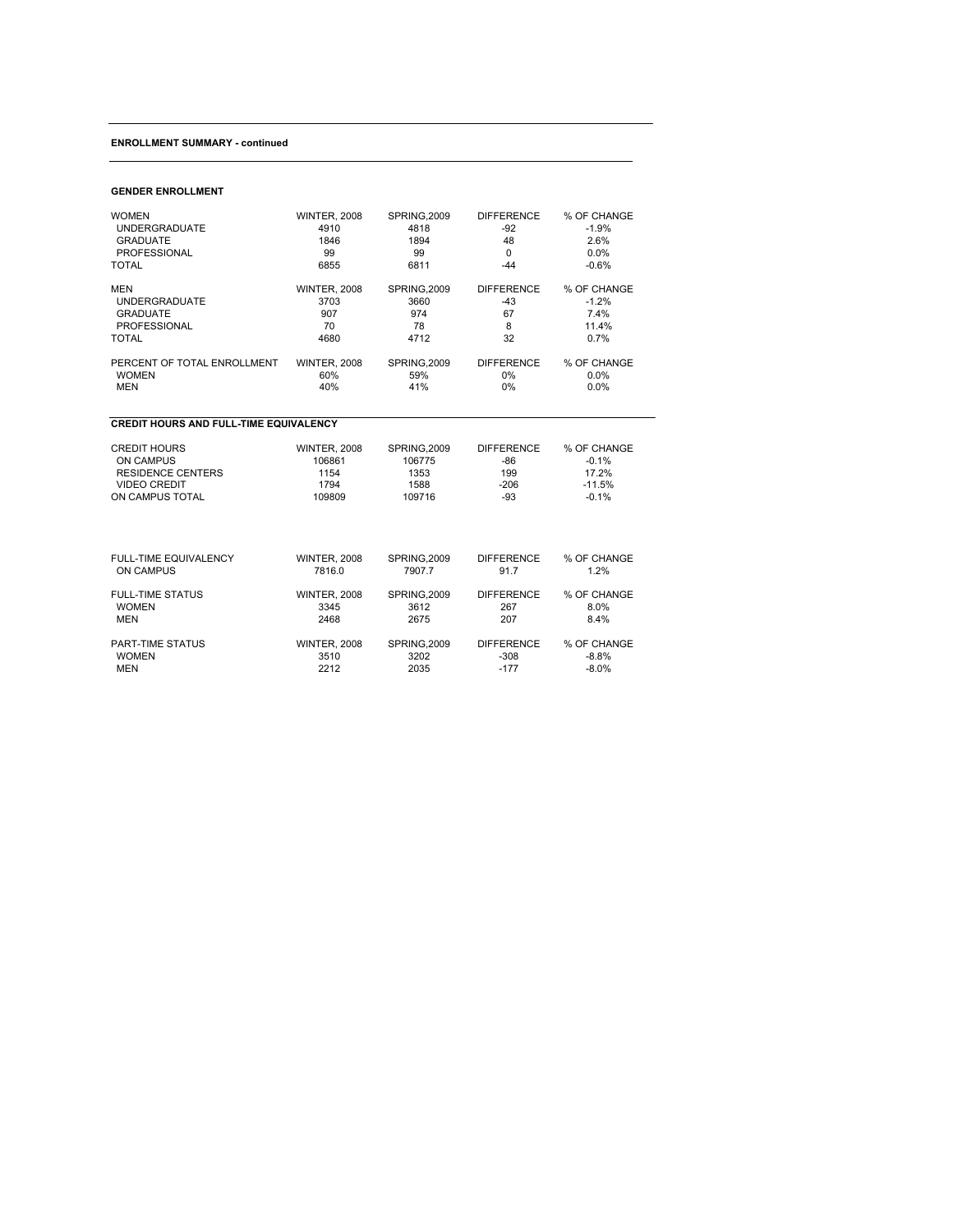**ENROLLMENT SUMMARY - continued**

**GENDER ENROLLMENT**

| WOMEN | WINTER, 2008 | SPRING,2009 | DIFFERENCE | % OF CHANGE |
|---|---|---|---|---|
| UNDERGRADUATE | 4910 | 4818 | -92 | -1.9% |
| GRADUATE | 1846 | 1894 | 48 | 2.6% |
| PROFESSIONAL | 99 | 99 | 0 | 0.0% |
| TOTAL | 6855 | 6811 | -44 | -0.6% |

| MEN | WINTER, 2008 | SPRING,2009 | DIFFERENCE | % OF CHANGE |
|---|---|---|---|---|
| UNDERGRADUATE | 3703 | 3660 | -43 | -1.2% |
| GRADUATE | 907 | 974 | 67 | 7.4% |
| PROFESSIONAL | 70 | 78 | 8 | 11.4% |
| TOTAL | 4680 | 4712 | 32 | 0.7% |

| PERCENT OF TOTAL ENROLLMENT | WINTER, 2008 | SPRING,2009 | DIFFERENCE | % OF CHANGE |
|---|---|---|---|---|
| WOMEN | 60% | 59% | 0% | 0.0% |
| MEN | 40% | 41% | 0% | 0.0% |

**CREDIT HOURS AND FULL-TIME EQUIVALENCY**

| CREDIT HOURS | WINTER, 2008 | SPRING,2009 | DIFFERENCE | % OF CHANGE |
|---|---|---|---|---|
| ON CAMPUS | 106861 | 106775 | -86 | -0.1% |
| RESIDENCE CENTERS | 1154 | 1353 | 199 | 17.2% |
| VIDEO CREDIT | 1794 | 1588 | -206 | -11.5% |
| ON CAMPUS TOTAL | 109809 | 109716 | -93 | -0.1% |

| FULL-TIME EQUIVALENCY | WINTER, 2008 | SPRING,2009 | DIFFERENCE | % OF CHANGE |
|---|---|---|---|---|
| ON CAMPUS | 7816.0 | 7907.7 | 91.7 | 1.2% |

| FULL-TIME STATUS | WINTER, 2008 | SPRING,2009 | DIFFERENCE | % OF CHANGE |
|---|---|---|---|---|
| WOMEN | 3345 | 3612 | 267 | 8.0% |
| MEN | 2468 | 2675 | 207 | 8.4% |

| PART-TIME STATUS | WINTER, 2008 | SPRING,2009 | DIFFERENCE | % OF CHANGE |
|---|---|---|---|---|
| WOMEN | 3510 | 3202 | -308 | -8.8% |
| MEN | 2212 | 2035 | -177 | -8.0% |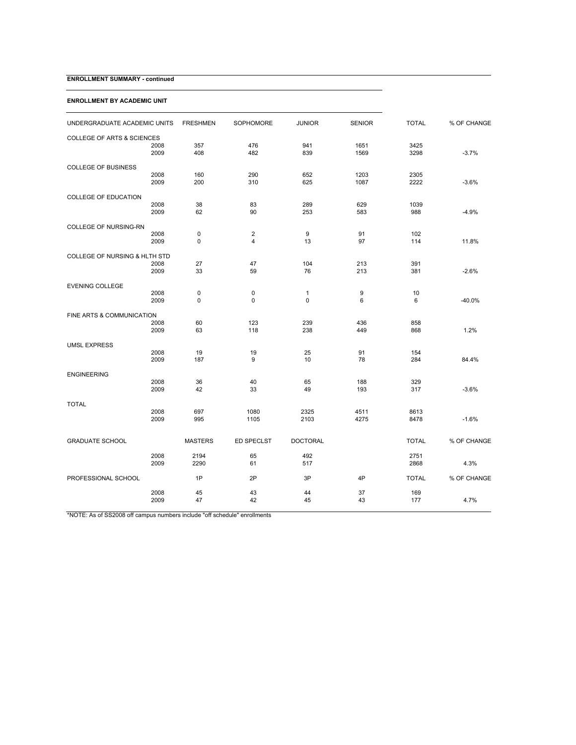**ENROLLMENT SUMMARY - continued**

**ENROLLMENT BY ACADEMIC UNIT**

| UNDERGRADUATE ACADEMIC UNITS | | FRESHMEN | SOPHOMORE | JUNIOR | SENIOR | TOTAL | % OF CHANGE |
|---|---|---|---|---|---|---|---|
| COLLEGE OF ARTS & SCIENCES | | | | | | | |
| | 2008 | 357 | 476 | 941 | 1651 | 3425 | |
| | 2009 | 408 | 482 | 839 | 1569 | 3298 | -3.7% |
| COLLEGE OF BUSINESS | | | | | | | |
| | 2008 | 160 | 290 | 652 | 1203 | 2305 | |
| | 2009 | 200 | 310 | 625 | 1087 | 2222 | -3.6% |
| COLLEGE OF EDUCATION | | | | | | | |
| | 2008 | 38 | 83 | 289 | 629 | 1039 | |
| | 2009 | 62 | 90 | 253 | 583 | 988 | -4.9% |
| COLLEGE OF NURSING-RN | | | | | | | |
| | 2008 | 0 | 2 | 9 | 91 | 102 | |
| | 2009 | 0 | 4 | 13 | 97 | 114 | 11.8% |
| COLLEGE OF NURSING & HLTH STD | | | | | | | |
| | 2008 | 27 | 47 | 104 | 213 | 391 | |
| | 2009 | 33 | 59 | 76 | 213 | 381 | -2.6% |
| EVENING COLLEGE | | | | | | | |
| | 2008 | 0 | 0 | 1 | 9 | 10 | |
| | 2009 | 0 | 0 | 0 | 6 | 6 | -40.0% |
| FINE ARTS & COMMUNICATION | | | | | | | |
| | 2008 | 60 | 123 | 239 | 436 | 858 | |
| | 2009 | 63 | 118 | 238 | 449 | 868 | 1.2% |
| UMSL EXPRESS | | | | | | | |
| | 2008 | 19 | 19 | 25 | 91 | 154 | |
| | 2009 | 187 | 9 | 10 | 78 | 284 | 84.4% |
| ENGINEERING | | | | | | | |
| | 2008 | 36 | 40 | 65 | 188 | 329 | |
| | 2009 | 42 | 33 | 49 | 193 | 317 | -3.6% |
| TOTAL | | | | | | | |
| | 2008 | 697 | 1080 | 2325 | 4511 | 8613 | |
| | 2009 | 995 | 1105 | 2103 | 4275 | 8478 | -1.6% |

| GRADUATE SCHOOL | | MASTERS | ED SPECLST | DOCTORAL | | TOTAL | % OF CHANGE |
|---|---|---|---|---|---|---|---|
| | 2008 | 2194 | 65 | 492 | | 2751 | |
| | 2009 | 2290 | 61 | 517 | | 2868 | 4.3% |

| PROFESSIONAL SCHOOL | | 1P | 2P | 3P | 4P | TOTAL | % OF CHANGE |
|---|---|---|---|---|---|---|---|
| | 2008 | 45 | 43 | 44 | 37 | 169 | |
| | 2009 | 47 | 42 | 45 | 43 | 177 | 4.7% |

*NOTE: As of SS2008 off campus numbers include "off schedule" enrollments